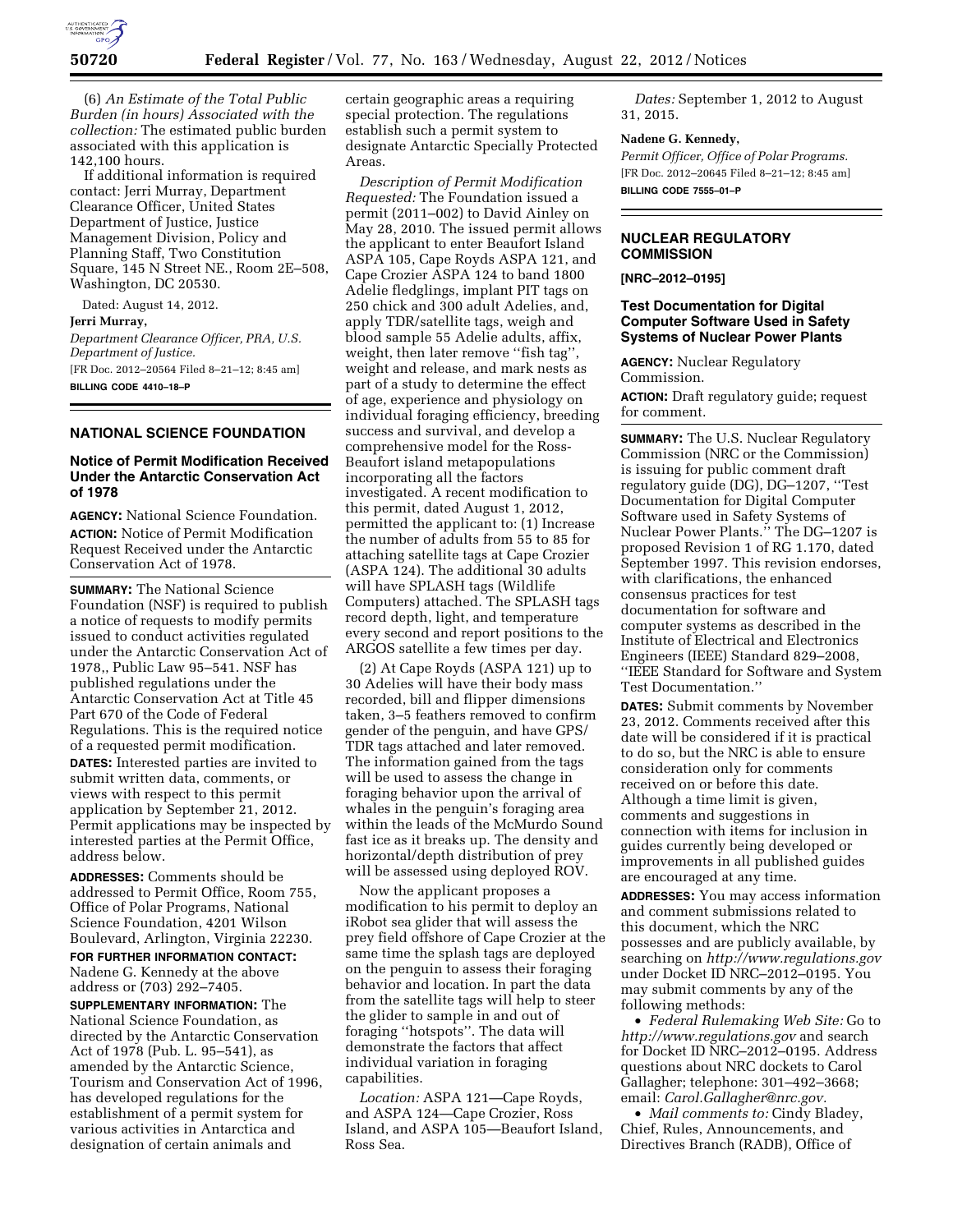(6) *An Estimate of the Total Public Burden (in hours) Associated with the collection:* The estimated public burden associated with this application is 142,100 hours.

If additional information is required contact: Jerri Murray, Department Clearance Officer, United States Department of Justice, Justice Management Division, Policy and Planning Staff, Two Constitution Square, 145 N Street NE., Room 2E–508, Washington, DC 20530.

Dated: August 14, 2012.

**Jerri Murray,**

*Department Clearance Officer, PRA, U.S. Department of Justice.*

[FR Doc. 2012–20564 Filed 8–21–12; 8:45 am]

**BILLING CODE 4410–18–P**

## NATIONAL SCIENCE FOUNDATION

### Notice of Permit Modification Received Under the Antarctic Conservation Act of 1978

**AGENCY:** National Science Foundation.

**ACTION:** Notice of Permit Modification Request Received under the Antarctic Conservation Act of 1978.

**SUMMARY:** The National Science Foundation (NSF) is required to publish a notice of requests to modify permits issued to conduct activities regulated under the Antarctic Conservation Act of 1978,, Public Law 95–541. NSF has published regulations under the Antarctic Conservation Act at Title 45 Part 670 of the Code of Federal Regulations. This is the required notice of a requested permit modification.

**DATES:** Interested parties are invited to submit written data, comments, or views with respect to this permit application by September 21, 2012. Permit applications may be inspected by interested parties at the Permit Office, address below.

**ADDRESSES:** Comments should be addressed to Permit Office, Room 755, Office of Polar Programs, National Science Foundation, 4201 Wilson Boulevard, Arlington, Virginia 22230.

**FOR FURTHER INFORMATION CONTACT:** Nadene G. Kennedy at the above address or (703) 292–7405.

**SUPPLEMENTARY INFORMATION:** The National Science Foundation, as directed by the Antarctic Conservation Act of 1978 (Pub. L. 95–541), as amended by the Antarctic Science, Tourism and Conservation Act of 1996, has developed regulations for the establishment of a permit system for various activities in Antarctica and designation of certain animals and certain geographic areas a requiring special protection. The regulations establish such a permit system to designate Antarctic Specially Protected Areas.

*Description of Permit Modification Requested:* The Foundation issued a permit (2011–002) to David Ainley on May 28, 2010. The issued permit allows the applicant to enter Beaufort Island ASPA 105, Cape Royds ASPA 121, and Cape Crozier ASPA 124 to band 1800 Adelie fledglings, implant PIT tags on 250 chick and 300 adult Adelies, and, apply TDR/satellite tags, weigh and blood sample 55 Adelie adults, affix, weight, then later remove ''fish tag'', weight and release, and mark nests as part of a study to determine the effect of age, experience and physiology on individual foraging efficiency, breeding success and survival, and develop a comprehensive model for the Ross-Beaufort island metapopulations incorporating all the factors investigated. A recent modification to this permit, dated August 1, 2012, permitted the applicant to: (1) Increase the number of adults from 55 to 85 for attaching satellite tags at Cape Crozier (ASPA 124). The additional 30 adults will have SPLASH tags (Wildlife Computers) attached. The SPLASH tags record depth, light, and temperature every second and report positions to the ARGOS satellite a few times per day.

(2) At Cape Royds (ASPA 121) up to 30 Adelies will have their body mass recorded, bill and flipper dimensions taken, 3–5 feathers removed to confirm gender of the penguin, and have GPS/TDR tags attached and later removed. The information gained from the tags will be used to assess the change in foraging behavior upon the arrival of whales in the penguin's foraging area within the leads of the McMurdo Sound fast ice as it breaks up. The density and horizontal/depth distribution of prey will be assessed using deployed ROV.

Now the applicant proposes a modification to his permit to deploy an iRobot sea glider that will assess the prey field offshore of Cape Crozier at the same time the splash tags are deployed on the penguin to assess their foraging behavior and location. In part the data from the satellite tags will help to steer the glider to sample in and out of foraging ''hotspots''. The data will demonstrate the factors that affect individual variation in foraging capabilities.

*Location:* ASPA 121—Cape Royds, and ASPA 124—Cape Crozier, Ross Island, and ASPA 105—Beaufort Island, Ross Sea.

*Dates:* September 1, 2012 to August 31, 2015.

**Nadene G. Kennedy,**

*Permit Officer, Office of Polar Programs.*

[FR Doc. 2012–20645 Filed 8–21–12; 8:45 am]

**BILLING CODE 7555–01–P**

## NUCLEAR REGULATORY COMMISSION

**[NRC–2012–0195]**

### Test Documentation for Digital Computer Software Used in Safety Systems of Nuclear Power Plants

**AGENCY:** Nuclear Regulatory Commission.

**ACTION:** Draft regulatory guide; request for comment.

**SUMMARY:** The U.S. Nuclear Regulatory Commission (NRC or the Commission) is issuing for public comment draft regulatory guide (DG), DG–1207, ''Test Documentation for Digital Computer Software used in Safety Systems of Nuclear Power Plants.'' The DG–1207 is proposed Revision 1 of RG 1.170, dated September 1997. This revision endorses, with clarifications, the enhanced consensus practices for test documentation for software and computer systems as described in the Institute of Electrical and Electronics Engineers (IEEE) Standard 829–2008, ''IEEE Standard for Software and System Test Documentation.''

**DATES:** Submit comments by November 23, 2012. Comments received after this date will be considered if it is practical to do so, but the NRC is able to ensure consideration only for comments received on or before this date. Although a time limit is given, comments and suggestions in connection with items for inclusion in guides currently being developed or improvements in all published guides are encouraged at any time.

**ADDRESSES:** You may access information and comment submissions related to this document, which the NRC possesses and are publicly available, by searching on *http://www.regulations.gov* under Docket ID NRC–2012–0195. You may submit comments by any of the following methods:

- *Federal Rulemaking Web Site:* Go to *http://www.regulations.gov* and search for Docket ID NRC–2012–0195. Address questions about NRC dockets to Carol Gallagher; telephone: 301–492–3668; email: *Carol.Gallagher@nrc.gov.*
- *Mail comments to:* Cindy Bladey, Chief, Rules, Announcements, and Directives Branch (RADB), Office of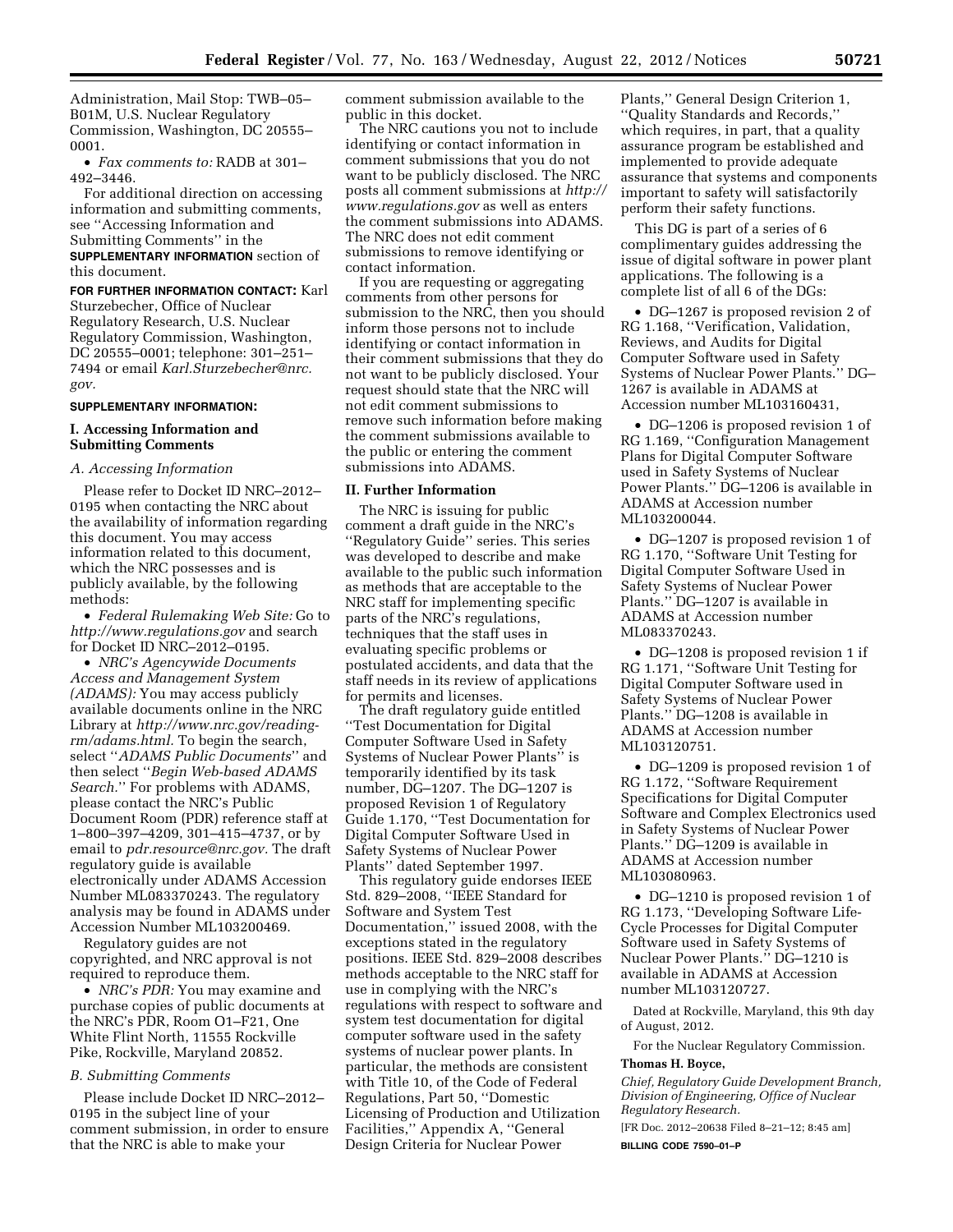Administration, Mail Stop: TWB–05–B01M, U.S. Nuclear Regulatory Commission, Washington, DC 20555–0001.

- *Fax comments to:* RADB at 301–492–3446.

For additional direction on accessing information and submitting comments, see ''Accessing Information and Submitting Comments'' in the **SUPPLEMENTARY INFORMATION** section of this document.

**FOR FURTHER INFORMATION CONTACT:** Karl Sturzebecher, Office of Nuclear Regulatory Research, U.S. Nuclear Regulatory Commission, Washington, DC 20555–0001; telephone: 301–251–7494 or email *Karl.Sturzebecher@nrc.gov.*

**SUPPLEMENTARY INFORMATION:**

## I. Accessing Information and Submitting Comments

### *A. Accessing Information*

Please refer to Docket ID NRC–2012–0195 when contacting the NRC about the availability of information regarding this document. You may access information related to this document, which the NRC possesses and is publicly available, by the following methods:

- *Federal Rulemaking Web Site:* Go to *http://www.regulations.gov* and search for Docket ID NRC–2012–0195.
- *NRC's Agencywide Documents Access and Management System (ADAMS):* You may access publicly available documents online in the NRC Library at *http://www.nrc.gov/reading-rm/adams.html.* To begin the search, select ''*ADAMS Public Documents*'' and then select ''*Begin Web-based ADAMS Search.*'' For problems with ADAMS, please contact the NRC's Public Document Room (PDR) reference staff at 1–800–397–4209, 301–415–4737, or by email to *pdr.resource@nrc.gov.* The draft regulatory guide is available electronically under ADAMS Accession Number ML083370243. The regulatory analysis may be found in ADAMS under Accession Number ML103200469.

Regulatory guides are not copyrighted, and NRC approval is not required to reproduce them.

- *NRC's PDR:* You may examine and purchase copies of public documents at the NRC's PDR, Room O1–F21, One White Flint North, 11555 Rockville Pike, Rockville, Maryland 20852.

### *B. Submitting Comments*

Please include Docket ID NRC–2012–0195 in the subject line of your comment submission, in order to ensure that the NRC is able to make your comment submission available to the public in this docket.

The NRC cautions you not to include identifying or contact information in comment submissions that you do not want to be publicly disclosed. The NRC posts all comment submissions at *http://www.regulations.gov* as well as enters the comment submissions into ADAMS. The NRC does not edit comment submissions to remove identifying or contact information.

If you are requesting or aggregating comments from other persons for submission to the NRC, then you should inform those persons not to include identifying or contact information in their comment submissions that they do not want to be publicly disclosed. Your request should state that the NRC will not edit comment submissions to remove such information before making the comment submissions available to the public or entering the comment submissions into ADAMS.

## II. Further Information

The NRC is issuing for public comment a draft guide in the NRC's ''Regulatory Guide'' series. This series was developed to describe and make available to the public such information as methods that are acceptable to the NRC staff for implementing specific parts of the NRC's regulations, techniques that the staff uses in evaluating specific problems or postulated accidents, and data that the staff needs in its review of applications for permits and licenses.

The draft regulatory guide entitled ''Test Documentation for Digital Computer Software Used in Safety Systems of Nuclear Power Plants'' is temporarily identified by its task number, DG–1207. The DG–1207 is proposed Revision 1 of Regulatory Guide 1.170, ''Test Documentation for Digital Computer Software Used in Safety Systems of Nuclear Power Plants'' dated September 1997.

This regulatory guide endorses IEEE Std. 829–2008, ''IEEE Standard for Software and System Test Documentation,'' issued 2008, with the exceptions stated in the regulatory positions. IEEE Std. 829–2008 describes methods acceptable to the NRC staff for use in complying with the NRC's regulations with respect to software and system test documentation for digital computer software used in the safety systems of nuclear power plants. In particular, the methods are consistent with Title 10, of the Code of Federal Regulations, Part 50, ''Domestic Licensing of Production and Utilization Facilities,'' Appendix A, ''General Design Criteria for Nuclear Power Plants,'' General Design Criterion 1, ''Quality Standards and Records,'' which requires, in part, that a quality assurance program be established and implemented to provide adequate assurance that systems and components important to safety will satisfactorily perform their safety functions.

This DG is part of a series of 6 complimentary guides addressing the issue of digital software in power plant applications. The following is a complete list of all 6 of the DGs:

- DG–1267 is proposed revision 2 of RG 1.168, ''Verification, Validation, Reviews, and Audits for Digital Computer Software used in Safety Systems of Nuclear Power Plants.'' DG–1267 is available in ADAMS at Accession number ML103160431,
- DG–1206 is proposed revision 1 of RG 1.169, ''Configuration Management Plans for Digital Computer Software used in Safety Systems of Nuclear Power Plants.'' DG–1206 is available in ADAMS at Accession number ML103200044.
- DG–1207 is proposed revision 1 of RG 1.170, ''Software Unit Testing for Digital Computer Software Used in Safety Systems of Nuclear Power Plants.'' DG–1207 is available in ADAMS at Accession number ML083370243.
- DG–1208 is proposed revision 1 if RG 1.171, ''Software Unit Testing for Digital Computer Software used in Safety Systems of Nuclear Power Plants.'' DG–1208 is available in ADAMS at Accession number ML103120751.
- DG–1209 is proposed revision 1 of RG 1.172, ''Software Requirement Specifications for Digital Computer Software and Complex Electronics used in Safety Systems of Nuclear Power Plants.'' DG–1209 is available in ADAMS at Accession number ML103080963.
- DG–1210 is proposed revision 1 of RG 1.173, ''Developing Software Life-Cycle Processes for Digital Computer Software used in Safety Systems of Nuclear Power Plants.'' DG–1210 is available in ADAMS at Accession number ML103120727.

Dated at Rockville, Maryland, this 9th day of August, 2012.

For the Nuclear Regulatory Commission.

**Thomas H. Boyce,**

*Chief, Regulatory Guide Development Branch, Division of Engineering, Office of Nuclear Regulatory Research.*

[FR Doc. 2012–20638 Filed 8–21–12; 8:45 am]

**BILLING CODE 7590–01–P**